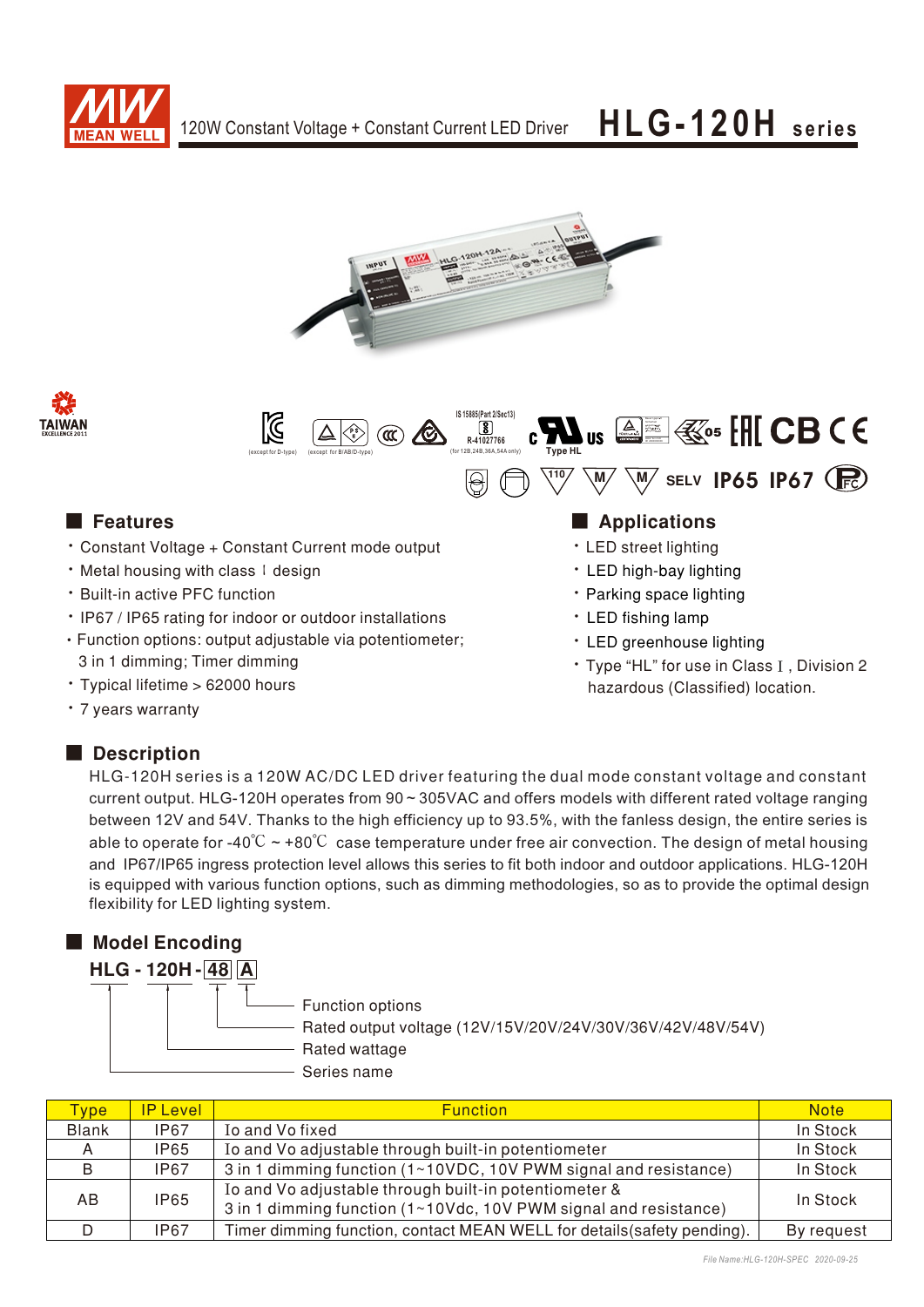# HLG-120H series

120W Constant Voltage + Constant Current LED Driver

## Features

- Constant Voltage + Constant Current mode output
- Metal housing with class Ⅰ design
- Built-in active PFC function
- IP67 / IP65 rating for indoor or outdoor installations
- Function options: output adjustable via potentiometer; 3 in 1 dimming; Timer dimming
- Typical lifetime > 62000 hours
- 7 years warranty

## Applications

- LED street lighting
- LED high-bay lighting
- Parking space lighting
- LED fishing lamp
- LED greenhouse lighting
- Type "HL" for use in Class Ⅰ, Division 2 hazardous (Classified) location.

## Description

HLG-120H series is a 120W AC/DC LED driver featuring the dual mode constant voltage and constant current output. HLG-120H operates from 90 ~ 305VAC and offers models with different rated voltage ranging between 12V and 54V. Thanks to the high efficiency up to 93.5%, with the fanless design, the entire series is able to operate for -40℃ ~ +80℃ case temperature under free air convection. The design of metal housing and IP67/IP65 ingress protection level allows this series to fit both indoor and outdoor applications. HLG-120H is equipped with various function options, such as dimming methodologies, so as to provide the optimal design flexibility for LED lighting system.

## Model Encoding

**HLG - 120H - 48 A**

- A: Function options
- 48: Rated output voltage (12V/15V/20V/24V/30V/36V/42V/48V/54V)
- 120H: Rated wattage
- HLG: Series name

| Type | IP Level | Function | Note |
|---|---|---|---|
| Blank | IP67 | Io and Vo fixed | In Stock |
| A | IP65 | Io and Vo adjustable through built-in potentiometer | In Stock |
| B | IP67 | 3 in 1 dimming function (1~10VDC, 10V PWM signal and resistance) | In Stock |
| AB | IP65 | Io and Vo adjustable through built-in potentiometer & 3 in 1 dimming function (1~10Vdc, 10V PWM signal and resistance) | In Stock |
| D | IP67 | Timer dimming function, contact MEAN WELL for details(safety pending). | By request |

File Name:HLG-120H-SPEC 2020-09-25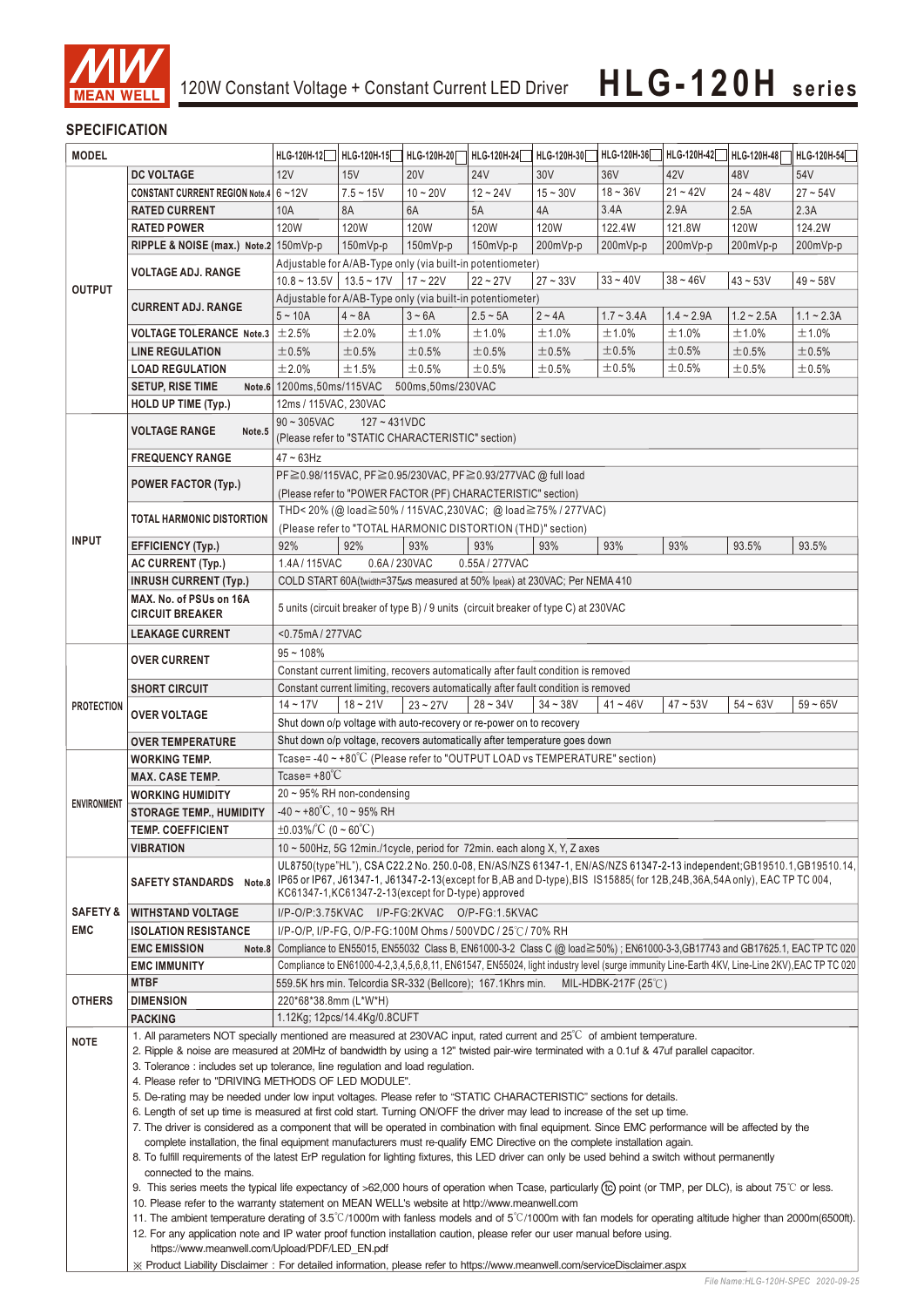# 120W Constant Voltage + Constant Current LED Driver **HLG-120H series**

## SPECIFICATION

| MODEL | | HLG-120H-12 | HLG-120H-15 | HLG-120H-20 | HLG-120H-24 | HLG-120H-30 | HLG-120H-36 | HLG-120H-42 | HLG-120H-48 | HLG-120H-54 |
|---|---|---|---|---|---|---|---|---|---|---|
| OUTPUT | DC VOLTAGE | 12V | 15V | 20V | 24V | 30V | 36V | 42V | 48V | 54V |
| | CONSTANT CURRENT REGION Note.4 | 6 ~ 12V | 7.5 ~ 15V | 10 ~ 20V | 12 ~ 24V | 15 ~ 30V | 18 ~ 36V | 21 ~ 42V | 24 ~ 48V | 27 ~ 54V |
| | RATED CURRENT | 10A | 8A | 6A | 5A | 4A | 3.4A | 2.9A | 2.5A | 2.3A |
| | RATED POWER | 120W | 120W | 120W | 120W | 120W | 122.4W | 121.8W | 120W | 124.2W |
| | RIPPLE & NOISE (max.) Note.2 | 150mVp-p | 150mVp-p | 150mVp-p | 150mVp-p | 200mVp-p | 200mVp-p | 200mVp-p | 200mVp-p | 200mVp-p |
| | VOLTAGE ADJ. RANGE | Adjustable for A/AB-Type only (via built-in potentiometer) | | | | | | | | |
| | | 10.8 ~ 13.5V | 13.5 ~ 17V | 17 ~ 22V | 22 ~ 27V | 27 ~ 33V | 33 ~ 40V | 38 ~ 46V | 43 ~ 53V | 49 ~ 58V |
| | CURRENT ADJ. RANGE | Adjustable for A/AB-Type only (via built-in potentiometer) | | | | | | | | |
| | | 5 ~ 10A | 4 ~ 8A | 3 ~ 6A | 2.5 ~ 5A | 2 ~ 4A | 1.7 ~ 3.4A | 1.4 ~ 2.9A | 1.2 ~ 2.5A | 1.1 ~ 2.3A |
| | VOLTAGE TOLERANCE Note.3 | ±2.5% | ±2.0% | ±1.0% | ±1.0% | ±1.0% | ±1.0% | ±1.0% | ±1.0% | ±1.0% |
| | LINE REGULATION | ±0.5% | ±0.5% | ±0.5% | ±0.5% | ±0.5% | ±0.5% | ±0.5% | ±0.5% | ±0.5% |
| | LOAD REGULATION | ±2.0% | ±1.5% | ±0.5% | ±0.5% | ±0.5% | ±0.5% | ±0.5% | ±0.5% | ±0.5% |
| | SETUP, RISE TIME Note.6 | 1200ms,50ms/115VAC 500ms,50ms/230VAC | | | | | | | | |
| | HOLD UP TIME (Typ.) | 12ms / 115VAC, 230VAC | | | | | | | | |
| INPUT | VOLTAGE RANGE Note.5 | 90 ~ 305VAC 127 ~ 431VDC (Please refer to "STATIC CHARACTERISTIC" section) | | | | | | | | |
| | FREQUENCY RANGE | 47 ~ 63Hz | | | | | | | | |
| | POWER FACTOR (Typ.) | PF≧0.98/115VAC, PF≧0.95/230VAC, PF≧0.93/277VAC @ full load (Please refer to "POWER FACTOR (PF) CHARACTERISTIC" section) | | | | | | | | |
| | TOTAL HARMONIC DISTORTION | THD< 20% (@ load≧50% / 115VAC,230VAC; @ load≧75% / 277VAC) (Please refer to "TOTAL HARMONIC DISTORTION (THD)" section) | | | | | | | | |
| | EFFICIENCY (Typ.) | 92% | 92% | 93% | 93% | 93% | 93% | 93% | 93.5% | 93.5% |
| | AC CURRENT (Typ.) | 1.4A / 115VAC 0.6A / 230VAC 0.55A / 277VAC | | | | | | | | |
| | INRUSH CURRENT (Typ.) | COLD START 60A(twidth=375μs measured at 50% Ipeak) at 230VAC; Per NEMA 410 | | | | | | | | |
| | MAX. No. of PSUs on 16A CIRCUIT BREAKER | 5 units (circuit breaker of type B) / 9 units (circuit breaker of type C) at 230VAC | | | | | | | | |
| | LEAKAGE CURRENT | <0.75mA / 277VAC | | | | | | | | |
| PROTECTION | OVER CURRENT | 95 ~ 108% | | | | | | | | |
| | | Constant current limiting, recovers automatically after fault condition is removed | | | | | | | | |
| | SHORT CIRCUIT | Constant current limiting, recovers automatically after fault condition is removed | | | | | | | | |
| | OVER VOLTAGE | 14 ~ 17V | 18 ~ 21V | 23 ~ 27V | 28 ~ 34V | 34 ~ 38V | 41 ~ 46V | 47 ~ 53V | 54 ~ 63V | 59 ~ 65V |
| | | Shut down o/p voltage with auto-recovery or re-power on to recovery | | | | | | | | |
| | OVER TEMPERATURE | Shut down o/p voltage, recovers automatically after temperature goes down | | | | | | | | |
| ENVIRONMENT | WORKING TEMP. | Tcase= -40 ~ +80℃ (Please refer to "OUTPUT LOAD vs TEMPERATURE" section) | | | | | | | | |
| | MAX. CASE TEMP. | Tcase= +80℃ | | | | | | | | |
| | WORKING HUMIDITY | 20 ~ 95% RH non-condensing | | | | | | | | |
| | STORAGE TEMP., HUMIDITY | -40 ~ +80℃, 10 ~ 95% RH | | | | | | | | |
| | TEMP. COEFFICIENT | ±0.03%/℃ (0 ~ 60℃) | | | | | | | | |
| | VIBRATION | 10 ~ 500Hz, 5G 12min./1cycle, period for 72min. each along X, Y, Z axes | | | | | | | | |
| SAFETY & EMC | SAFETY STANDARDS Note.8 | UL8750(type"HL"), CSA C22.2 No. 250.0-08, EN/AS/NZS 61347-1, EN/AS/NZS 61347-2-13 independent;GB19510.1,GB19510.14, IP65 or IP67, J61347-1, J61347-2-13(except for B,AB and D-type),BIS IS15885( for 12B,24B,36A,54A only), EAC TP TC 004, KC61347-1,KC61347-2-13(except for D-type) approved | | | | | | | | |
| | WITHSTAND VOLTAGE | I/P-O/P:3.75KVAC I/P-FG:2KVAC O/P-FG:1.5KVAC | | | | | | | | |
| | ISOLATION RESISTANCE | I/P-O/P, I/P-FG, O/P-FG:100M Ohms / 500VDC / 25℃/ 70% RH | | | | | | | | |
| | EMC EMISSION Note.8 | Compliance to EN55015, EN55032 Class B, EN61000-3-2 Class C (@ load≧50%) ; EN61000-3-3,GB17743 and GB17625.1, EAC TP TC 020 | | | | | | | | |
| | EMC IMMUNITY | Compliance to EN61000-4-2,3,4,5,6,8,11, EN61547, EN55024, light industry level (surge immunity Line-Earth 4KV, Line-Line 2KV),EAC TP TC 020 | | | | | | | | |
| OTHERS | MTBF | 559.5K hrs min. Telcordia SR-332 (Bellcore); 167.1Khrs min. MIL-HDBK-217F (25℃) | | | | | | | | |
| | DIMENSION | 220*68*38.8mm (L*W*H) | | | | | | | | |
| | PACKING | 1.12Kg; 12pcs/14.4Kg/0.8CUFT | | | | | | | | |

**NOTE**

1. All parameters NOT specially mentioned are measured at 230VAC input, rated current and 25℃ of ambient temperature.
2. Ripple & noise are measured at 20MHz of bandwidth by using a 12" twisted pair-wire terminated with a 0.1uf & 47uf parallel capacitor.
3. Tolerance : includes set up tolerance, line regulation and load regulation.
4. Please refer to "DRIVING METHODS OF LED MODULE".
5. De-rating may be needed under low input voltages. Please refer to "STATIC CHARACTERISTIC" sections for details.
6. Length of set up time is measured at first cold start. Turning ON/OFF the driver may lead to increase of the set up time.
7. The driver is considered as a component that will be operated in combination with final equipment. Since EMC performance will be affected by the complete installation, the final equipment manufacturers must re-qualify EMC Directive on the complete installation again.
8. To fulfill requirements of the latest ErP regulation for lighting fixtures, this LED driver can only be used behind a switch without permanently connected to the mains.
9. This series meets the typical life expectancy of >62,000 hours of operation when Tcase, particularly (tc) point (or TMP, per DLC), is about 75℃ or less.
10. Please refer to the warranty statement on MEAN WELL's website at http://www.meanwell.com
11. The ambient temperature derating of 3.5℃/1000m with fanless models and of 5℃/1000m with fan models for operating altitude higher than 2000m(6500ft).
12. For any application note and IP water proof function installation caution, please refer our user manual before using. https://www.meanwell.com/Upload/PDF/LED_EN.pdf

※ Product Liability Disclaimer：For detailed information, please refer to https://www.meanwell.com/serviceDisclaimer.aspx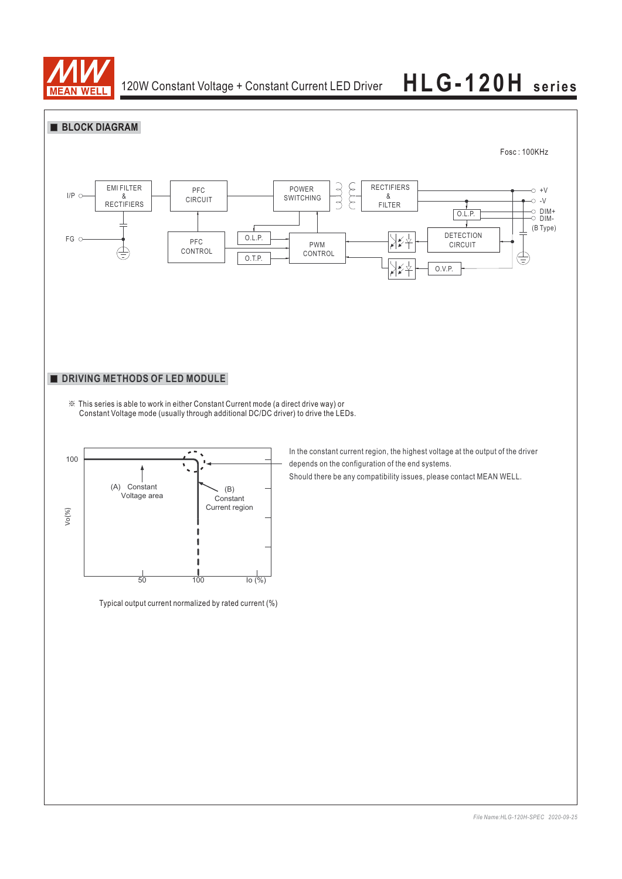## BLOCK DIAGRAM

Fosc : 100KHz

I/P — EMI FILTER & RECTIFIERS — PFC CIRCUIT — POWER SWITCHING — RECTIFIERS & FILTER — +V, -V

FG

PFC CONTROL, O.L.P., O.T.P., PWM CONTROL, DETECTION CIRCUIT, O.L.P., O.V.P.

DIM+, DIM- (B Type)

## DRIVING METHODS OF LED MODULE

※ This series is able to work in either Constant Current mode (a direct drive way) or Constant Voltage mode (usually through additional DC/DC driver) to drive the LEDs.

Vo(%): 100

(A) Constant Voltage area

(B) Constant Current region

Io (%): 50, 100

Typical output current normalized by rated current (%)

In the constant current region, the highest voltage at the output of the driver depends on the configuration of the end systems.

Should there be any compatibility issues, please contact MEAN WELL.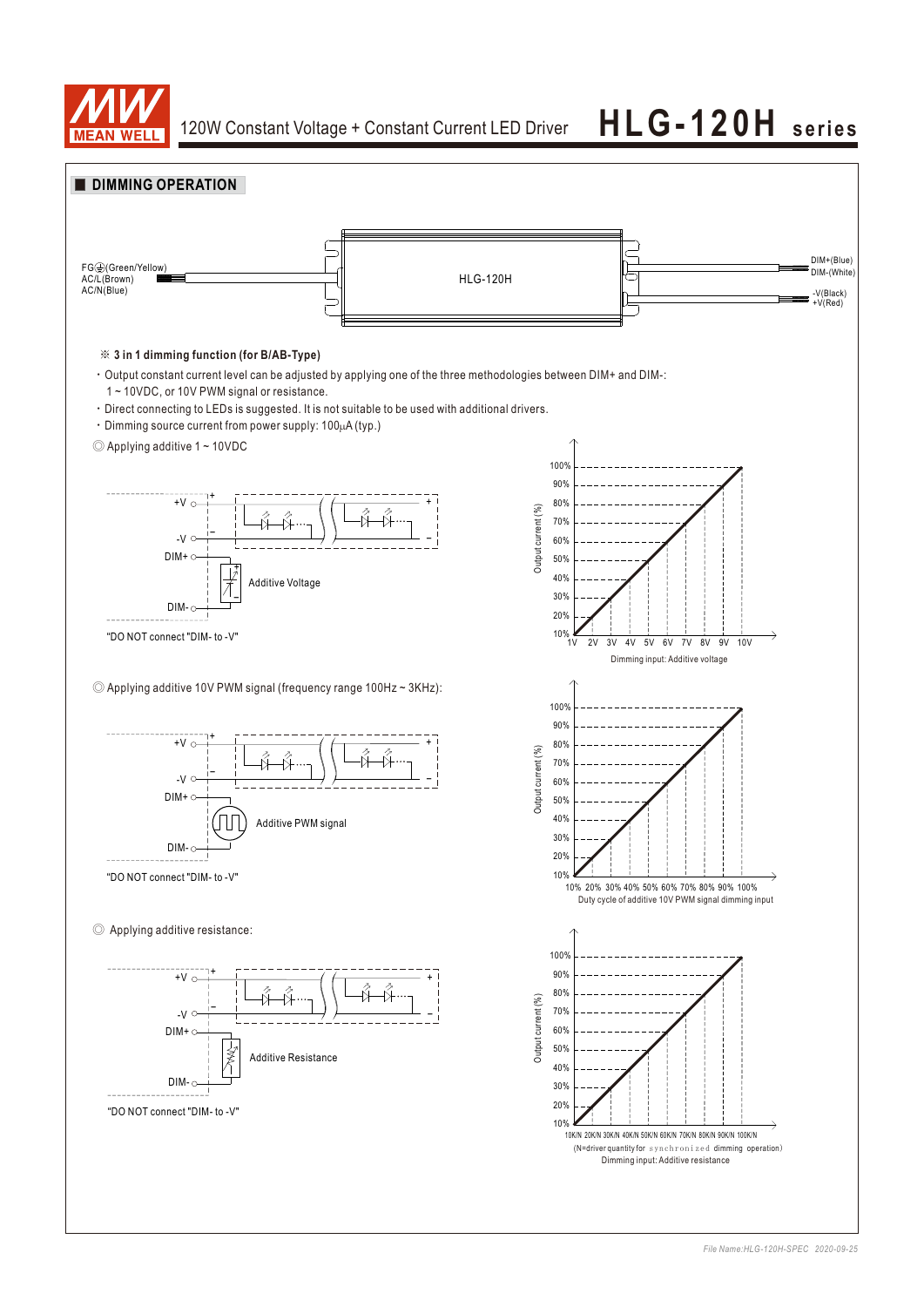## DIMMING OPERATION

FG⏚(Green/Yellow)
AC/L(Brown)
AC/N(Blue)

HLG-120H

DIM+(Blue)
DIM-(White)
-V(Black)
+V(Red)

※ **3 in 1 dimming function (for B/AB-Type)**

- Output constant current level can be adjusted by applying one of the three methodologies between DIM+ and DIM-: 1 ~ 10VDC, or 10V PWM signal or resistance.
- Direct connecting to LEDs is suggested. It is not suitable to be used with additional drivers.
- Dimming source current from power supply: 100μA (typ.)

◎ Applying additive 1 ~ 10VDC

+V, -V, DIM+, DIM-, Additive Voltage

"DO NOT connect "DIM- to -V"

Output current (%): 10% – 100%

1V 2V 3V 4V 5V 6V 7V 8V 9V 10V

Dimming input: Additive voltage

◎ Applying additive 10V PWM signal (frequency range 100Hz ~ 3KHz):

+V, -V, DIM+, DIM-, Additive PWM signal

"DO NOT connect "DIM- to -V"

Output current (%): 10% – 100%

10% 20% 30% 40% 50% 60% 70% 80% 90% 100%

Duty cycle of additive 10V PWM signal dimming input

◎ Applying additive resistance:

+V, -V, DIM+, DIM-, Additive Resistance

"DO NOT connect "DIM- to -V"

Output current (%): 10% – 100%

10K/N 20K/N 30K/N 40K/N 50K/N 60K/N 70K/N 80K/N 90K/N 100K/N

(N=driver quantity for synchronized dimming operation)

Dimming input: Additive resistance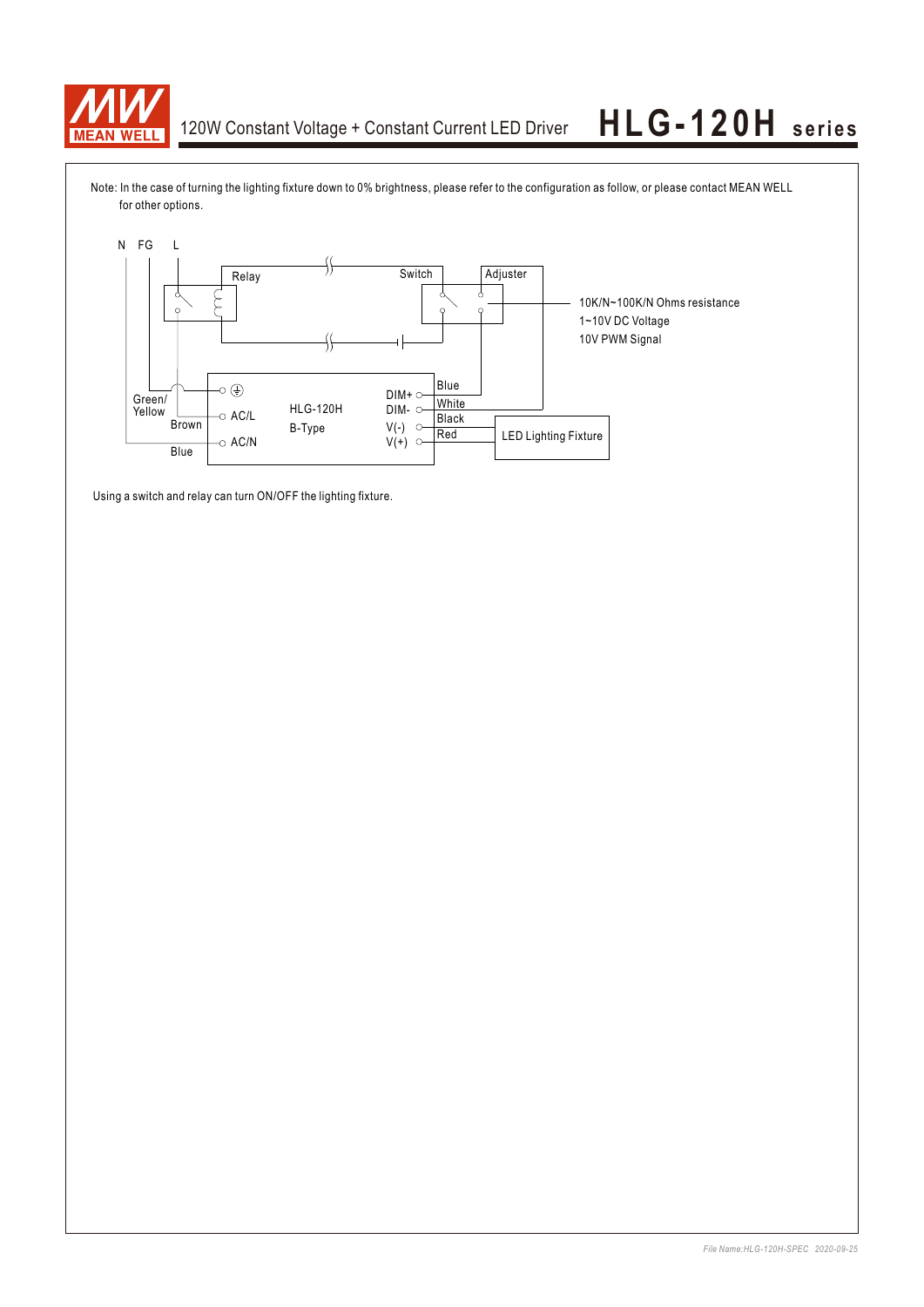Note: In the case of turning the lighting fixture down to 0% brightness, please refer to the configuration as follow, or please contact MEAN WELL for other options.

N FG L

Relay

Switch

Adjuster

10K/N~100K/N Ohms resistance
1~10V DC Voltage
10V PWM Signal

Green/ Yellow

Brown

Blue

AC/L

AC/N

HLG-120H
B-Type

DIM+
DIM-
V(-)
V(+)

Blue
White
Black
Red

LED Lighting Fixture

Using a switch and relay can turn ON/OFF the lighting fixture.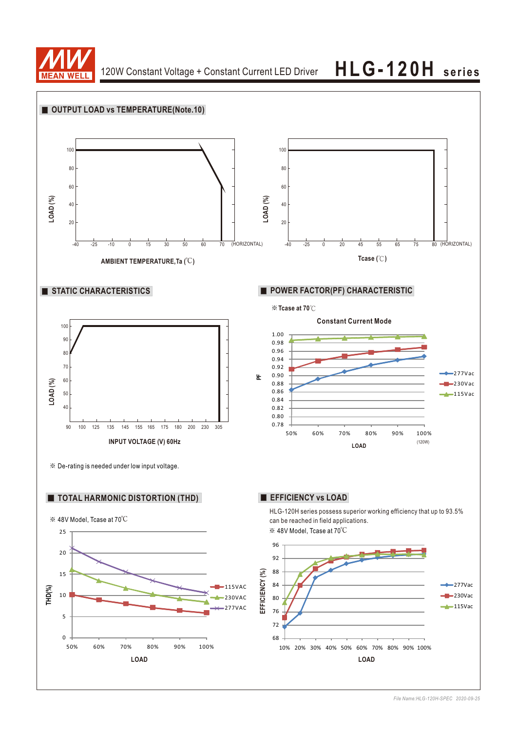## OUTPUT LOAD vs TEMPERATURE(Note.10)

LOAD (%)

100
80
60
40
20

-40 -25 -10 0 15 30 50 60 70 (HORIZONTAL)

AMBIENT TEMPERATURE,Ta (℃)

LOAD (%)

100
80
60
40
20

-40 -25 0 20 45 55 65 75 80 (HORIZONTAL)

Tcase (℃)

## STATIC CHARACTERISTICS

LOAD (%)

100
90
80
70
60
50
40

90 100 125 135 145 155 165 175 180 200 230 305

INPUT VOLTAGE (V) 60Hz

※ De-rating is needed under low input voltage.

## POWER FACTOR(PF) CHARACTERISTIC

※ Tcase at 70℃

Constant Current Mode

PF

1.00
0.98
0.96
0.94
0.92
0.90
0.88
0.86
0.84
0.82
0.80
0.78

50% 60% 70% 80% 90% 100% (120W)

LOAD

277Vac
230Vac
115Vac

## TOTAL HARMONIC DISTORTION (THD)

※ 48V Model, Tcase at 70℃

THD(%)

25
20
15
10
5
0

50% 60% 70% 80% 90% 100%

LOAD

115VAC
230VAC
277VAC

## EFFICIENCY vs LOAD

HLG-120H series possess superior working efficiency that up to 93.5% can be reached in field applications.

※ 48V Model, Tcase at 70℃

EFFICIENCY (%)

96
92
88
84
80
76
72
68

10% 20% 30% 40% 50% 60% 70% 80% 90% 100%

LOAD

277Vac
230Vac
115Vac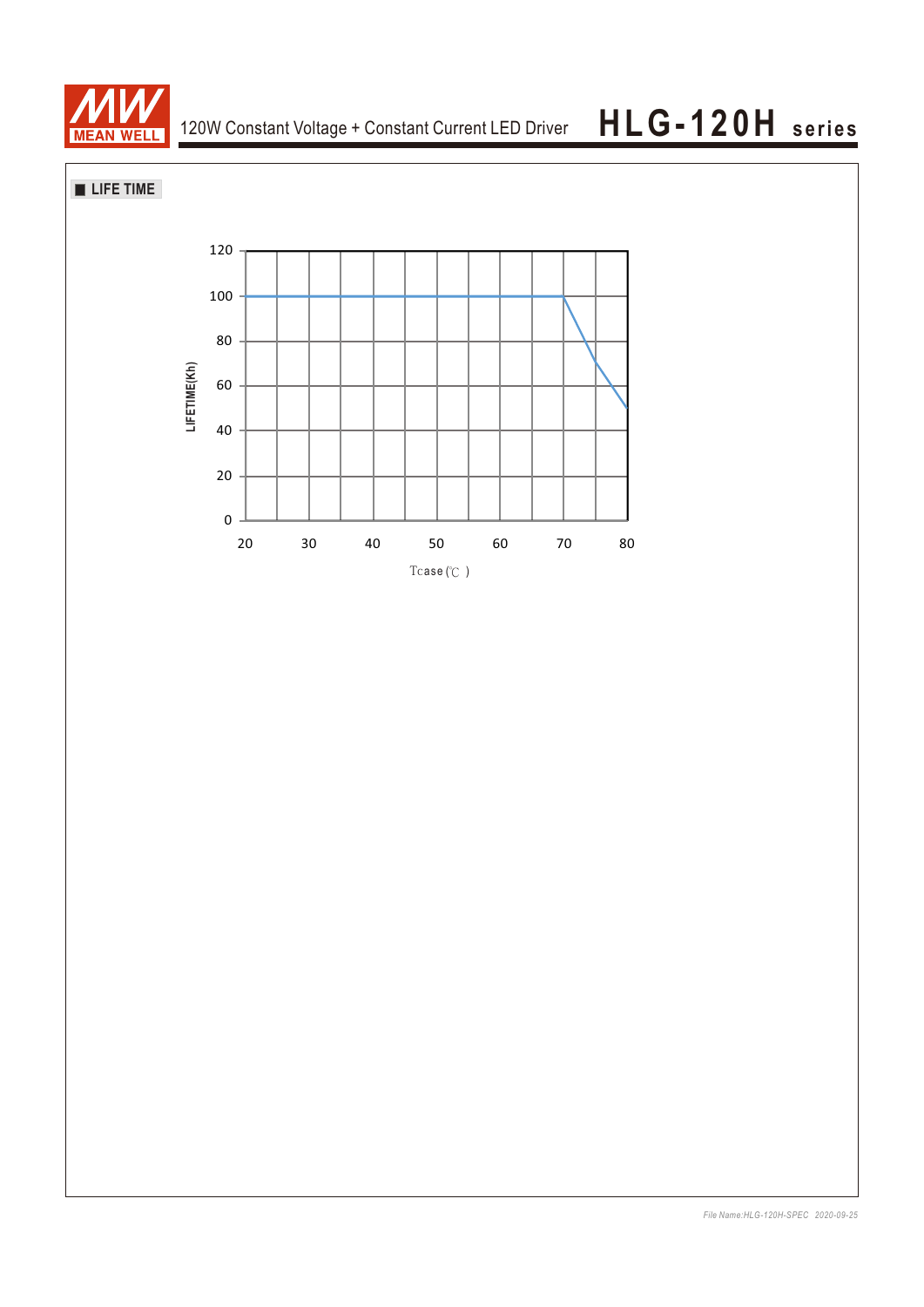## LIFE TIME

LIFETIME(Kh)

120
100
80
60
40
20
0

20 30 40 50 60 70 80

Tcase (℃)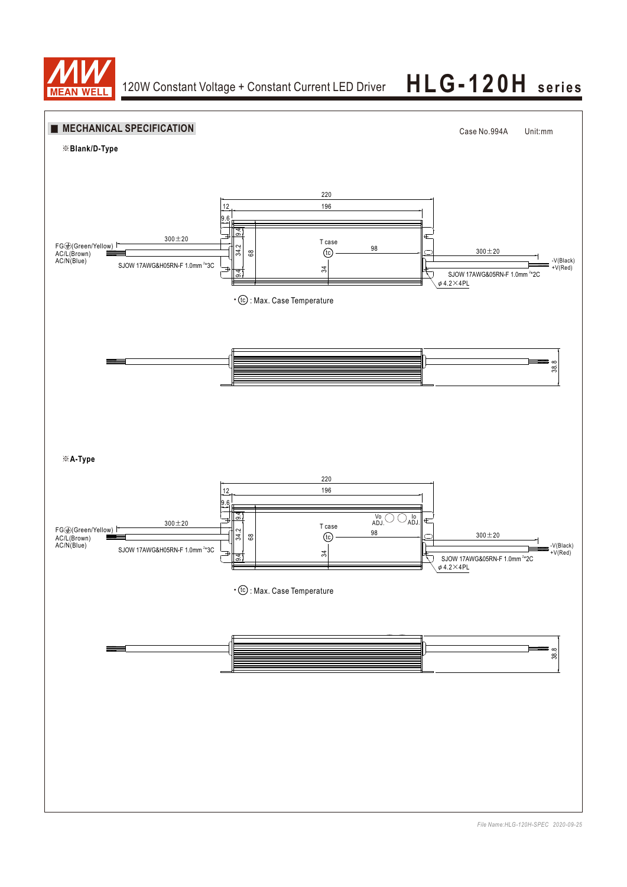## MECHANICAL SPECIFICATION

Case No.994A    Unit:mm

※Blank/D-Type

220

12

196

9.6

9.4

34.2

68

9.4

T case

tc

98

34

300±20

FG⏚(Green/Yellow)
AC/L(Brown)
AC/N(Blue)

SJOW 17AWG&H05RN-F 1.0mm²*3C

300±20

-V(Black)
+V(Red)

SJOW 17AWG&05RN-F 1.0mm²*2C

φ4.2×4PL

• tc : Max. Case Temperature

38.8

※A-Type

220

12

196

9.6

9.4

34.2

68

9.4

Vo ADJ.

Io ADJ.

T case

tc

98

34

300±20

FG⏚(Green/Yellow)
AC/L(Brown)
AC/N(Blue)

SJOW 17AWG&H05RN-F 1.0mm²*3C

300±20

-V(Black)
+V(Red)

SJOW 17AWG&05RN-F 1.0mm²*2C

φ4.2×4PL

• tc : Max. Case Temperature

38.8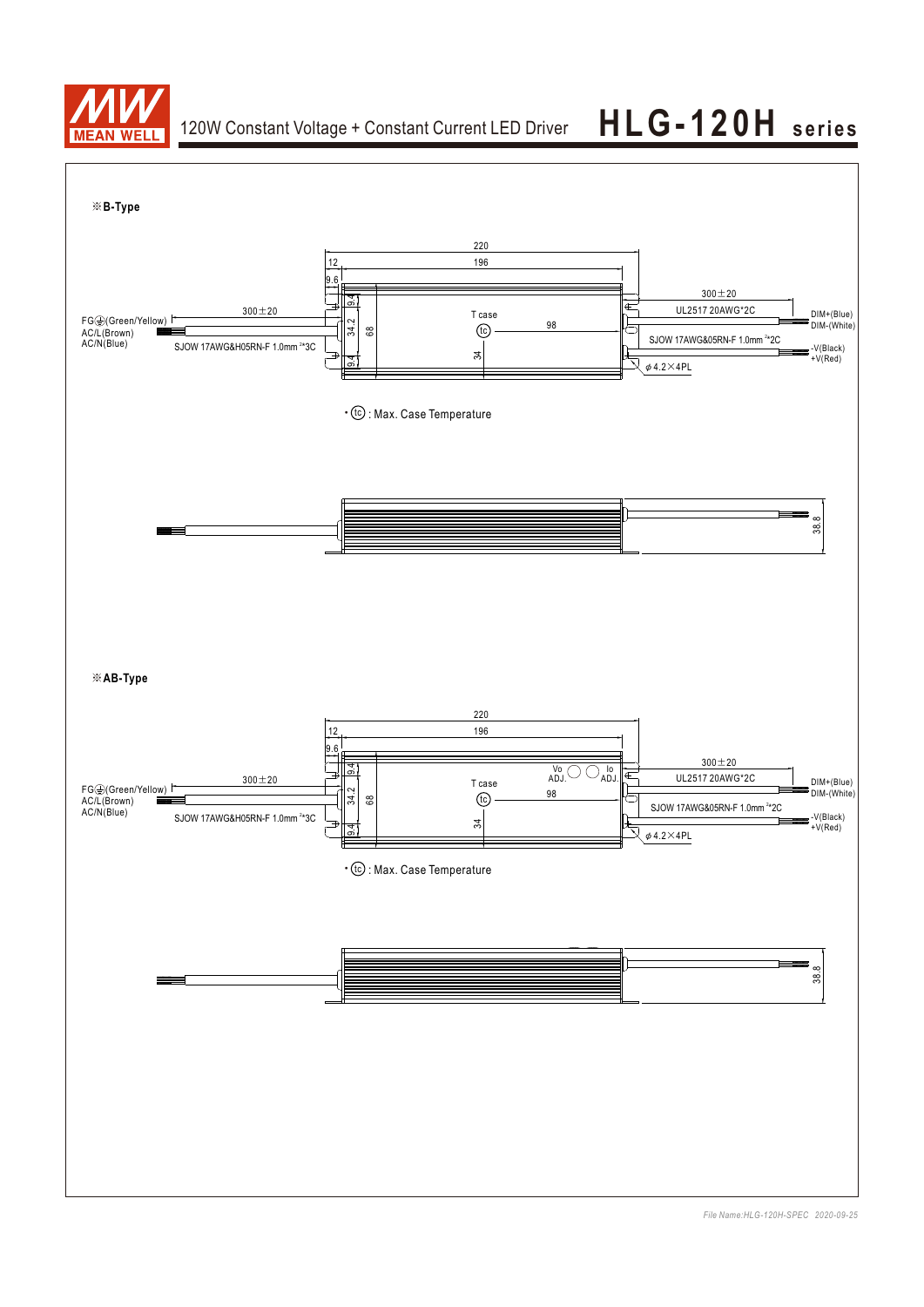※**B-Type**

220
12
196
9.6
9.4
34.2
68
9.4
300±20
FG⏚(Green/Yellow)
AC/L(Brown)
AC/N(Blue)
SJOW 17AWG&H05RN-F 1.0mm [2]*3C
T case
tc
98
34
300±20
UL2517 20AWG*2C
DIM+(Blue)
DIM-(White)
SJOW 17AWG&05RN-F 1.0mm [2]*2C
-V(Black)
+V(Red)
$\phi$4.2×4PL

• tc : Max. Case Temperature

38.8

※**AB-Type**

220
12
196
9.6
9.4
34.2
68
9.4
300±20
FG⏚(Green/Yellow)
AC/L(Brown)
AC/N(Blue)
SJOW 17AWG&H05RN-F 1.0mm [2]*3C
T case
tc
Vo ADJ.
Io ADJ.
98
34
300±20
UL2517 20AWG*2C
DIM+(Blue)
DIM-(White)
SJOW 17AWG&05RN-F 1.0mm [2]*2C
-V(Black)
+V(Red)
$\phi$4.2×4PL

• tc : Max. Case Temperature

38.8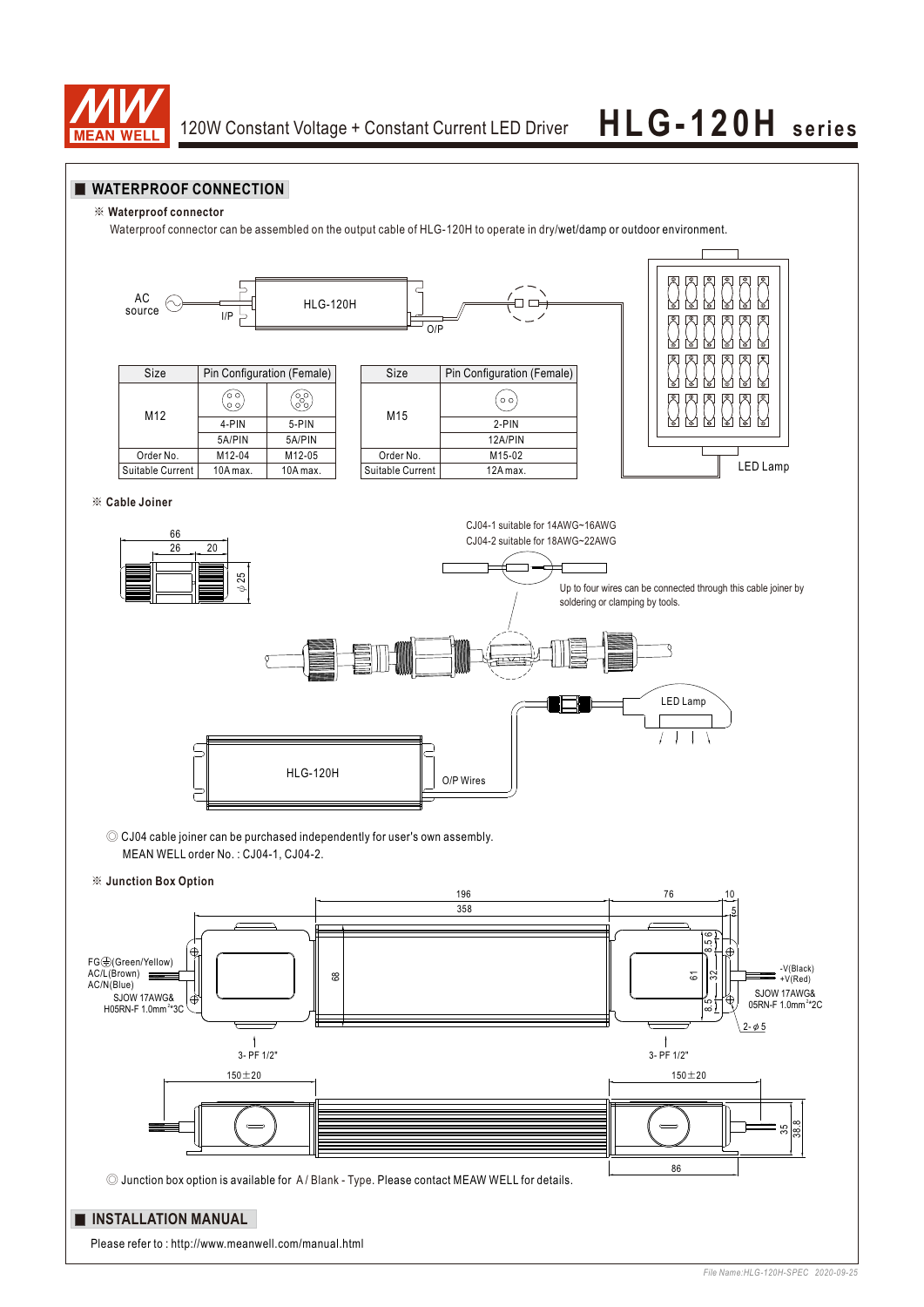# 120W Constant Voltage + Constant Current LED Driver HLG-120H series

## WATERPROOF CONNECTION

※ **Waterproof connector**

Waterproof connector can be assembled on the output cable of HLG-120H to operate in dry/wet/damp or outdoor environment.

AC source

I/P

HLG-120H

O/P

LED Lamp

| Size | Pin Configuration (Female) | |
|---|---|---|
| M12 | 4-PIN | 5-PIN |
| | 5A/PIN | 5A/PIN |
| Order No. | M12-04 | M12-05 |
| Suitable Current | 10A max. | 10A max. |

| Size | Pin Configuration (Female) |
|---|---|
| M15 | 2-PIN |
| | 12A/PIN |
| Order No. | M15-02 |
| Suitable Current | 12A max. |

※ **Cable Joiner**

66

26

20

ϕ 25

CJ04-1 suitable for 14AWG~16AWG

CJ04-2 suitable for 18AWG~22AWG

Up to four wires can be connected through this cable joiner by soldering or clamping by tools.

LED Lamp

HLG-120H

O/P Wires

◎ CJ04 cable joiner can be purchased independently for user's own assembly.
MEAN WELL order No. : CJ04-1, CJ04-2.

※ **Junction Box Option**

196

76

10

358

5

8.5

6

68

61

32

8.5

FG⏚(Green/Yellow)
AC/L(Brown)
AC/N(Blue)
SJOW 17AWG&
H05RN-F 1.0mm²*3C

-V(Black)
+V(Red)
SJOW 17AWG&
05RN-F 1.0mm²*2C

2- ϕ 5

3- PF 1/2"

3- PF 1/2"

150±20

150±20

35

38.8

86

◎ Junction box option is available for A / Blank - Type. Please contact MEAW WELL for details.

## INSTALLATION MANUAL

Please refer to : http://www.meanwell.com/manual.html

File Name:HLG-120H-SPEC 2020-09-25